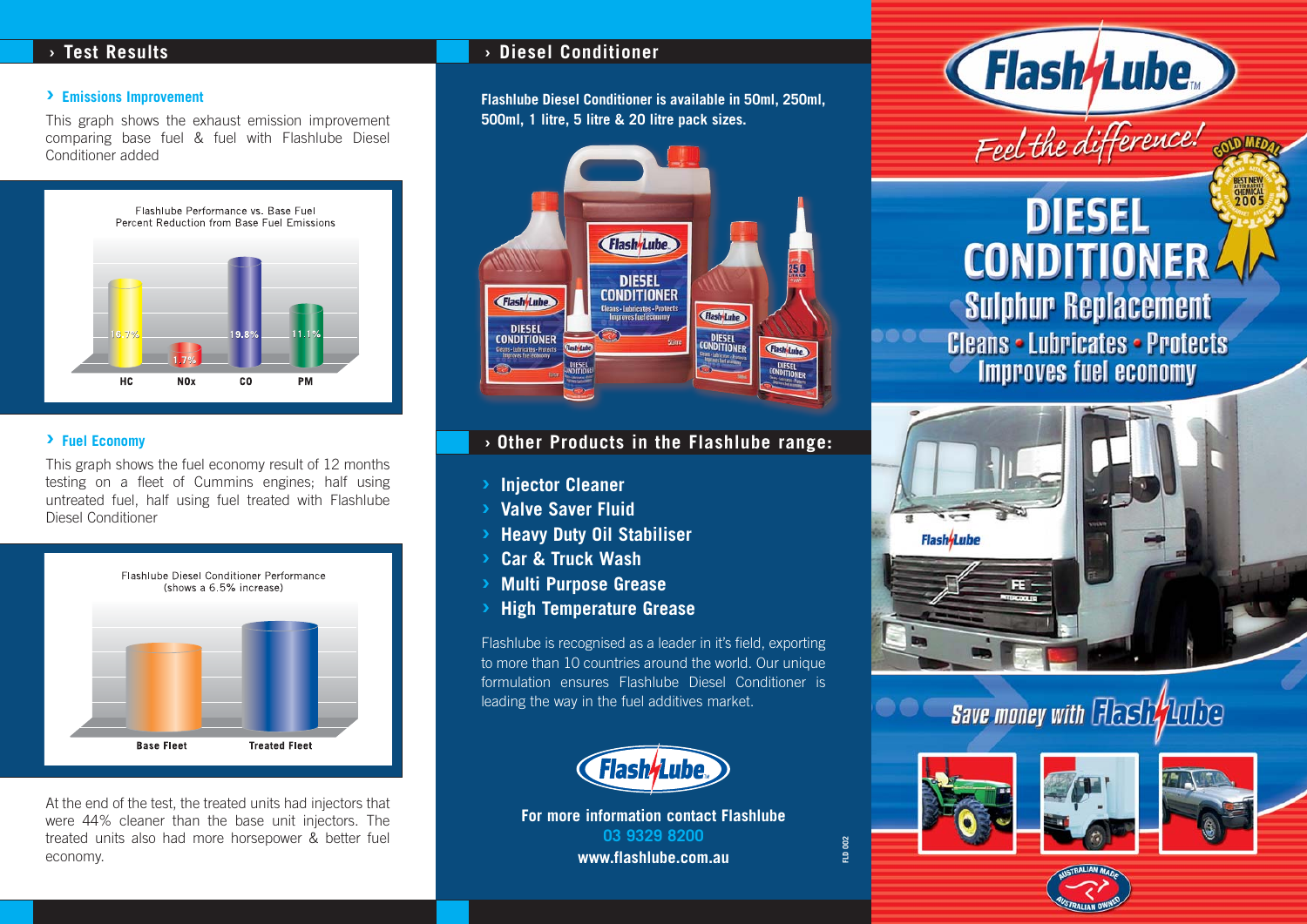## › Test Results

### › Emissions Improvement

This graph shows the exhaust emission improvement comparing base fuel & fuel with Flashlube Diesel Conditioner added

Flashlube Performance vs. Base Fuel
Percent Reduction from Base Fuel Emissions

| HC | NOx | CO | PM |
|---|---|---|---|
| 16.7% | 1.7% | 19.8% | 11.1% |

### › Fuel Economy

This graph shows the fuel economy result of 12 months testing on a fleet of Cummins engines; half using untreated fuel, half using fuel treated with Flashlube Diesel Conditioner

Flashlube Diesel Conditioner Performance
(shows a 6.5% increase)

Base Fleet | Treated Fleet

At the end of the test, the treated units had injectors that were 44% cleaner than the base unit injectors. The treated units also had more horsepower & better fuel economy.

## › Diesel Conditioner

**Flashlube Diesel Conditioner is available in 50ml, 250ml, 500ml, 1 litre, 5 litre & 20 litre pack sizes.**

## › Other Products in the Flashlube range:

- Injector Cleaner
- Valve Saver Fluid
- Heavy Duty Oil Stabiliser
- Car & Truck Wash
- Multi Purpose Grease
- High Temperature Grease

Flashlube is recognised as a leader in it's field, exporting to more than 10 countries around the world. Our unique formulation ensures Flashlube Diesel Conditioner is leading the way in the fuel additives market.

Flash Lube™

**For more information contact Flashlube**
**03 9329 8200**
**www.flashlube.com.au**

FLD 002

# Flash Lube™

*Feel the difference!*

GOLD MEDAL — BEST NEW AFTERMARKET CHEMICAL 2005

# DIESEL CONDITIONER

## Sulphur Replacement

### Cleans • Lubricates • Protects
### Improves fuel economy

**Save money with Flash Lube**

AUSTRALIAN MADE — AUSTRALIAN OWNED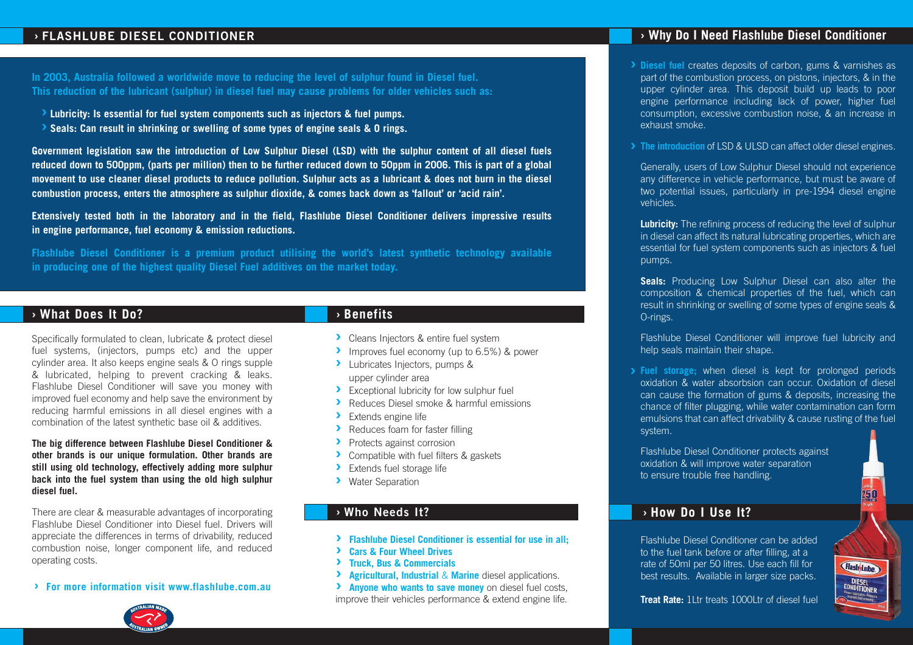## › FLASHLUBE DIESEL CONDITIONER

**In 2003, Australia followed a worldwide move to reducing the level of sulphur found in Diesel fuel. This reduction of the lubricant (sulphur) in diesel fuel may cause problems for older vehicles such as:**

- **Lubricity: Is essential for fuel system components such as injectors & fuel pumps.**
- **Seals: Can result in shrinking or swelling of some types of engine seals & O rings.**

**Government legislation saw the introduction of Low Sulphur Diesel (LSD) with the sulphur content of all diesel fuels reduced down to 500ppm, (parts per million) then to be further reduced down to 50ppm in 2006. This is part of a global movement to use cleaner diesel products to reduce pollution. Sulphur acts as a lubricant & does not burn in the diesel combustion process, enters the atmosphere as sulphur dioxide, & comes back down as 'fallout' or 'acid rain'.**

**Extensively tested both in the laboratory and in the field, Flashlube Diesel Conditioner delivers impressive results in engine performance, fuel economy & emission reductions.**

**Flashlube Diesel Conditioner is a premium product utilising the world's latest synthetic technology available in producing one of the highest quality Diesel Fuel additives on the market today.**

## › What Does It Do?

Specifically formulated to clean, lubricate & protect diesel fuel systems, (injectors, pumps etc) and the upper cylinder area. It also keeps engine seals & O rings supple & lubricated, helping to prevent cracking & leaks. Flashlube Diesel Conditioner will save you money with improved fuel economy and help save the environment by reducing harmful emissions in all diesel engines with a combination of the latest synthetic base oil & additives.

**The big difference between Flashlube Diesel Conditioner & other brands is our unique formulation. Other brands are still using old technology, effectively adding more sulphur back into the fuel system than using the old high sulphur diesel fuel.**

There are clear & measurable advantages of incorporating Flashlube Diesel Conditioner into Diesel fuel. Drivers will appreciate the differences in terms of drivability, reduced combustion noise, longer component life, and reduced operating costs.

› **For more information visit www.flashlube.com.au**

## › Benefits

- Cleans Injectors & entire fuel system
- Improves fuel economy (up to 6.5%) & power
- Lubricates Injectors, pumps & upper cylinder area
- Exceptional lubricity for low sulphur fuel
- Reduces Diesel smoke & harmful emissions
- Extends engine life
- Reduces foam for faster filling
- Protects against corrosion
- Compatible with fuel filters & gaskets
- Extends fuel storage life
- Water Separation

## › Who Needs It?

- **Flashlube Diesel Conditioner is essential for use in all;**
- **Cars & Four Wheel Drives**
- **Truck, Bus & Commercials**
- **Agricultural, Industrial** & **Marine** diesel applications.
- **Anyone who wants to save money** on diesel fuel costs, improve their vehicles performance & extend engine life.

## › Why Do I Need Flashlube Diesel Conditioner

- **Diesel fuel** creates deposits of carbon, gums & varnishes as part of the combustion process, on pistons, injectors, & in the upper cylinder area. This deposit build up leads to poor engine performance including lack of power, higher fuel consumption, excessive combustion noise, & an increase in exhaust smoke.

- **The introduction** of LSD & ULSD can affect older diesel engines.

  Generally, users of Low Sulphur Diesel should not experience any difference in vehicle performance, but must be aware of two potential issues, particularly in pre-1994 diesel engine vehicles.

  **Lubricity:** The refining process of reducing the level of sulphur in diesel can affect its natural lubricating properties, which are essential for fuel system components such as injectors & fuel pumps.

  **Seals:** Producing Low Sulphur Diesel can also alter the composition & chemical properties of the fuel, which can result in shrinking or swelling of some types of engine seals & O-rings.

  Flashlube Diesel Conditioner will improve fuel lubricity and help seals maintain their shape.

- **Fuel storage;** when diesel is kept for prolonged periods oxidation & water absorbsion can occur. Oxidation of diesel can cause the formation of gums & deposits, increasing the chance of filter plugging, while water contamination can form emulsions that can affect drivability & cause rusting of the fuel system.

  Flashlube Diesel Conditioner protects against oxidation & will improve water separation to ensure trouble free handling.

## › How Do I Use It?

Flashlube Diesel Conditioner can be added to the fuel tank before or after filling, at a rate of 50ml per 50 litres. Use each fill for best results. Available in larger size packs.

**Treat Rate:** 1Ltr treats 1000Ltr of diesel fuel